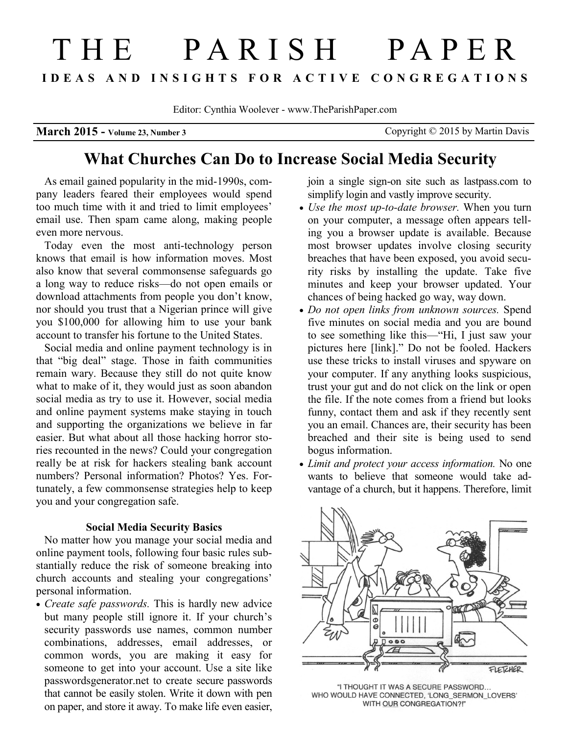# THE PARISH PAPER

**IDEAS AND INSIGHTS FOR ACTIVE CONGREGATIONS**

Editor: Cynthia Woolever - www.TheParishPaper.com

**March 2015 - Volume 23, Number 3** Copyright © 2015 by Martin Davis

## What Churches Can Do to Increase Social Media Security

As email gained popularity in the mid-1990s, company leaders feared their employees would spend too much time with it and tried to limit employees' email use. Then spam came along, making people even more nervous.

Today even the most anti-technology person knows that email is how information moves. Most also know that several commonsense safeguards go a long way to reduce risks—do not open emails or download attachments from people you don't know, nor should you trust that a Nigerian prince will give you $100,000 for allowing him to use your bank account to transfer his fortune to the United States.

Social media and online payment technology is in that "big deal" stage. Those in faith communities remain wary. Because they still do not quite know what to make of it, they would just as soon abandon social media as try to use it. However, social media and online payment systems make staying in touch and supporting the organizations we believe in far easier. But what about all those hacking horror stories recounted in the news? Could your congregation really be at risk for hackers stealing bank account numbers? Personal information? Photos? Yes. Fortunately, a few commonsense strategies help to keep you and your congregation safe.

### Social Media Security Basics

No matter how you manage your social media and online payment tools, following four basic rules substantially reduce the risk of someone breaking into church accounts and stealing your congregations' personal information.

- *Create safe passwords.* This is hardly new advice but many people still ignore it. If your church's security passwords use names, common number combinations, addresses, email addresses, or common words, you are making it easy for someone to get into your account. Use a site like passwordsgenerator.net to create secure passwords that cannot be easily stolen. Write it down with pen on paper, and store it away. To make life even easier, join a single sign-on site such as lastpass.com to simplify login and vastly improve security.
- *Use the most up-to-date browser.* When you turn on your computer, a message often appears telling you a browser update is available. Because most browser updates involve closing security breaches that have been exposed, you avoid security risks by installing the update. Take five minutes and keep your browser updated. Your chances of being hacked go way, way down.
- *Do not open links from unknown sources.* Spend five minutes on social media and you are bound to see something like this—"Hi, I just saw your pictures here [link]." Do not be fooled. Hackers use these tricks to install viruses and spyware on your computer. If any anything looks suspicious, trust your gut and do not click on the link or open the file. If the note comes from a friend but looks funny, contact them and ask if they recently sent you an email. Chances are, their security has been breached and their site is being used to send bogus information.
- *Limit and protect your access information.* No one wants to believe that someone would take advantage of a church, but it happens. Therefore, limit

"I THOUGHT IT WAS A SECURE PASSWORD… WHO WOULD HAVE CONNECTED, 'LONG_SERMON_LOVERS' WITH OUR CONGREGATION?!"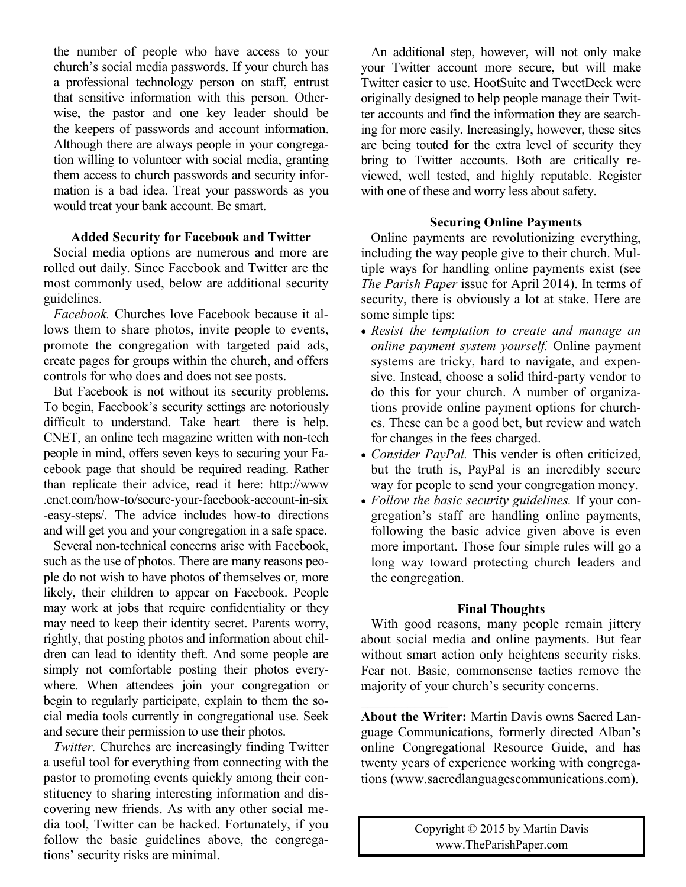the number of people who have access to your church's social media passwords. If your church has a professional technology person on staff, entrust that sensitive information with this person. Otherwise, the pastor and one key leader should be the keepers of passwords and account information. Although there are always people in your congregation willing to volunteer with social media, granting them access to church passwords and security information is a bad idea. Treat your passwords as you would treat your bank account. Be smart.

### Added Security for Facebook and Twitter

Social media options are numerous and more are rolled out daily. Since Facebook and Twitter are the most commonly used, below are additional security guidelines.

*Facebook.* Churches love Facebook because it allows them to share photos, invite people to events, promote the congregation with targeted paid ads, create pages for groups within the church, and offers controls for who does and does not see posts.

But Facebook is not without its security problems. To begin, Facebook's security settings are notoriously difficult to understand. Take heart—there is help. CNET, an online tech magazine written with non-tech people in mind, offers seven keys to securing your Facebook page that should be required reading. Rather than replicate their advice, read it here: http://www.cnet.com/how-to/secure-your-facebook-account-in-six-easy-steps/. The advice includes how-to directions and will get you and your congregation in a safe space.

Several non-technical concerns arise with Facebook, such as the use of photos. There are many reasons people do not wish to have photos of themselves or, more likely, their children to appear on Facebook. People may work at jobs that require confidentiality or they may need to keep their identity secret. Parents worry, rightly, that posting photos and information about children can lead to identity theft. And some people are simply not comfortable posting their photos everywhere. When attendees join your congregation or begin to regularly participate, explain to them the social media tools currently in congregational use. Seek and secure their permission to use their photos.

*Twitter.* Churches are increasingly finding Twitter a useful tool for everything from connecting with the pastor to promoting events quickly among their constituency to sharing interesting information and discovering new friends. As with any other social media tool, Twitter can be hacked. Fortunately, if you follow the basic guidelines above, the congregations' security risks are minimal.

An additional step, however, will not only make your Twitter account more secure, but will make Twitter easier to use. HootSuite and TweetDeck were originally designed to help people manage their Twitter accounts and find the information they are searching for more easily. Increasingly, however, these sites are being touted for the extra level of security they bring to Twitter accounts. Both are critically reviewed, well tested, and highly reputable. Register with one of these and worry less about safety.

### Securing Online Payments

Online payments are revolutionizing everything, including the way people give to their church. Multiple ways for handling online payments exist (see *The Parish Paper* issue for April 2014). In terms of security, there is obviously a lot at stake. Here are some simple tips:

- *Resist the temptation to create and manage an online payment system yourself.* Online payment systems are tricky, hard to navigate, and expensive. Instead, choose a solid third-party vendor to do this for your church. A number of organizations provide online payment options for churches. These can be a good bet, but review and watch for changes in the fees charged.
- *Consider PayPal.* This vender is often criticized, but the truth is, PayPal is an incredibly secure way for people to send your congregation money.
- *Follow the basic security guidelines.* If your congregation's staff are handling online payments, following the basic advice given above is even more important. Those four simple rules will go a long way toward protecting church leaders and the congregation.

### Final Thoughts

With good reasons, many people remain jittery about social media and online payments. But fear without smart action only heightens security risks. Fear not. Basic, commonsense tactics remove the majority of your church's security concerns.

---

**About the Writer:** Martin Davis owns Sacred Language Communications, formerly directed Alban's online Congregational Resource Guide, and has twenty years of experience working with congregations (www.sacredlanguagescommunications.com).

Copyright © 2015 by Martin Davis
www.TheParishPaper.com